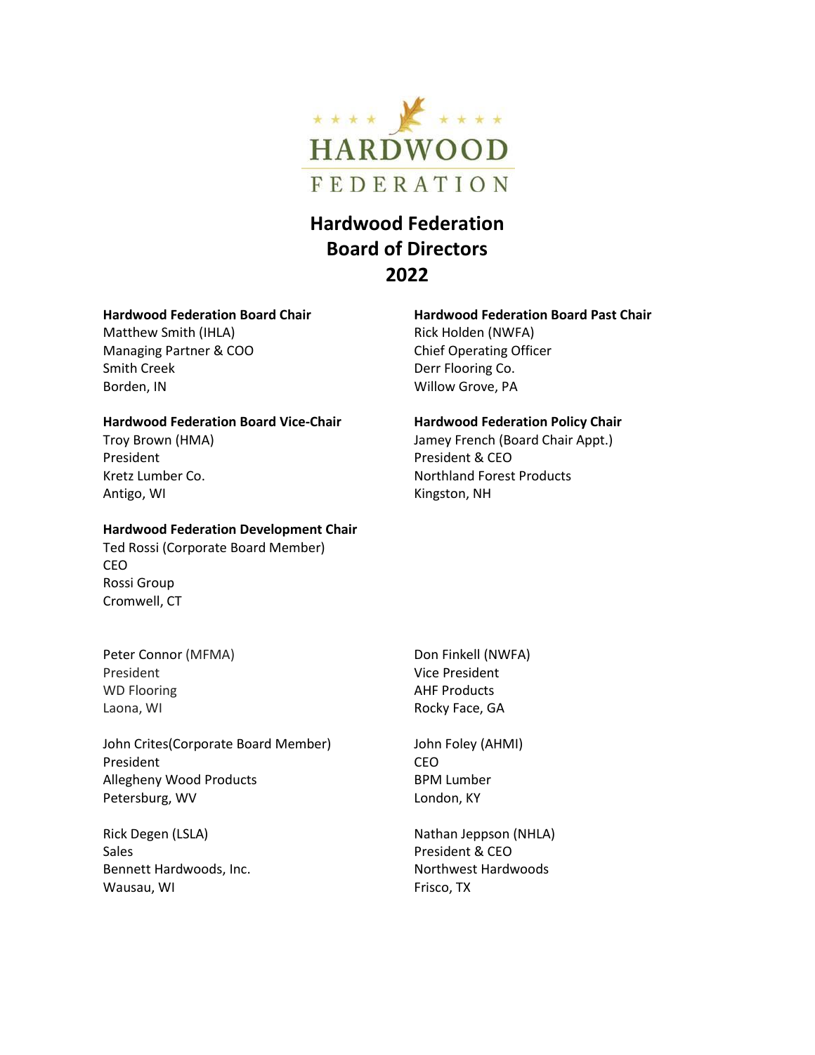# Hardwood Federation Board of Directors 2022

**Hardwood Federation Board Chair**
Matthew Smith (IHLA)
Managing Partner & COO
Smith Creek
Borden, IN

**Hardwood Federation Board Past Chair**
Rick Holden (NWFA)
Chief Operating Officer
Derr Flooring Co.
Willow Grove, PA

**Hardwood Federation Board Vice-Chair**
Troy Brown (HMA)
President
Kretz Lumber Co.
Antigo, WI

**Hardwood Federation Policy Chair**
Jamey French (Board Chair Appt.)
President & CEO
Northland Forest Products
Kingston, NH

**Hardwood Federation Development Chair**
Ted Rossi (Corporate Board Member)
CEO
Rossi Group
Cromwell, CT

Peter Connor (MFMA)
President
WD Flooring
Laona, WI

Don Finkell (NWFA)
Vice President
AHF Products
Rocky Face, GA

John Crites(Corporate Board Member)
President
Allegheny Wood Products
Petersburg, WV

John Foley (AHMI)
CEO
BPM Lumber
London, KY

Rick Degen (LSLA)
Sales
Bennett Hardwoods, Inc.
Wausau, WI

Nathan Jeppson (NHLA)
President & CEO
Northwest Hardwoods
Frisco, TX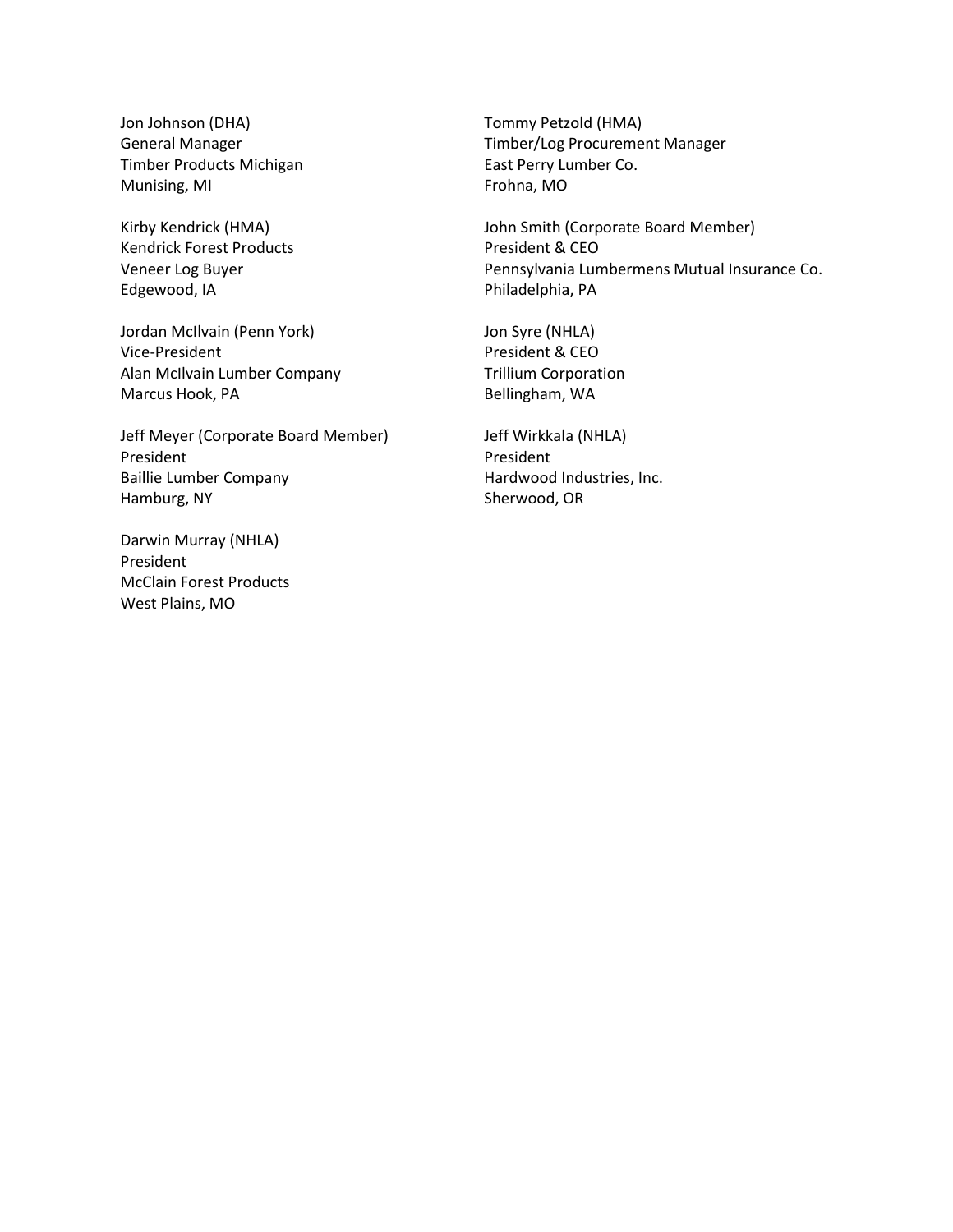Jon Johnson (DHA)
General Manager
Timber Products Michigan
Munising, MI

Kirby Kendrick (HMA)
Kendrick Forest Products
Veneer Log Buyer
Edgewood, IA

Jordan McIlvain (Penn York)
Vice-President
Alan McIlvain Lumber Company
Marcus Hook, PA

Jeff Meyer (Corporate Board Member)
President
Baillie Lumber Company
Hamburg, NY

Darwin Murray (NHLA)
President
McClain Forest Products
West Plains, MO

Tommy Petzold (HMA)
Timber/Log Procurement Manager
East Perry Lumber Co.
Frohna, MO

John Smith (Corporate Board Member)
President & CEO
Pennsylvania Lumbermens Mutual Insurance Co.
Philadelphia, PA

Jon Syre (NHLA)
President & CEO
Trillium Corporation
Bellingham, WA

Jeff Wirkkala (NHLA)
President
Hardwood Industries, Inc.
Sherwood, OR